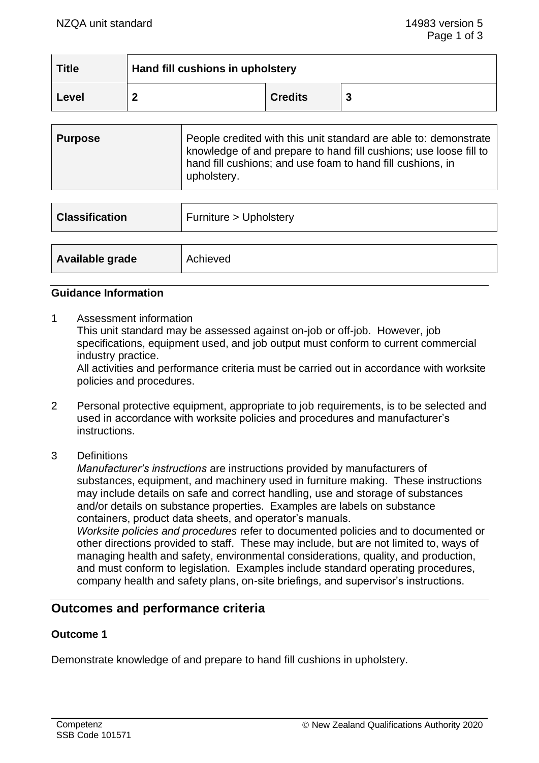| Title | Hand fill cushions in upholstery | | |
|---|---|---|---|
| Level | 2 | Credits | 3 |

| Purpose | People credited with this unit standard are able to: demonstrate knowledge of and prepare to hand fill cushions; use loose fill to hand fill cushions; and use foam to hand fill cushions, in upholstery. |
|---|---|

| Classification | Furniture > Upholstery |
|---|---|

| Available grade | Achieved |
|---|---|

### Guidance Information

1. Assessment information
   This unit standard may be assessed against on-job or off-job. However, job specifications, equipment used, and job output must conform to current commercial industry practice.
   All activities and performance criteria must be carried out in accordance with worksite policies and procedures.

2. Personal protective equipment, appropriate to job requirements, is to be selected and used in accordance with worksite policies and procedures and manufacturer's instructions.

3. Definitions
   *Manufacturer's instructions* are instructions provided by manufacturers of substances, equipment, and machinery used in furniture making. These instructions may include details on safe and correct handling, use and storage of substances and/or details on substance properties. Examples are labels on substance containers, product data sheets, and operator's manuals.
   *Worksite policies and procedures* refer to documented policies and to documented or other directions provided to staff. These may include, but are not limited to, ways of managing health and safety, environmental considerations, quality, and production, and must conform to legislation. Examples include standard operating procedures, company health and safety plans, on-site briefings, and supervisor's instructions.

## Outcomes and performance criteria

### Outcome 1

Demonstrate knowledge of and prepare to hand fill cushions in upholstery.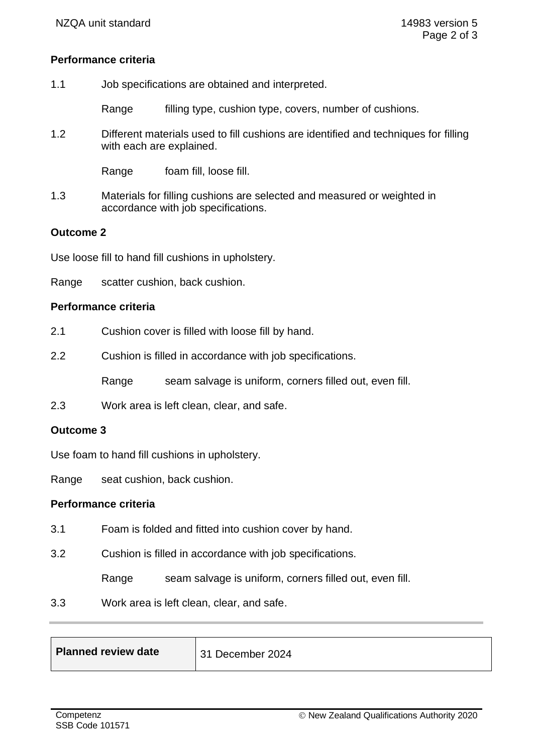**Performance criteria**

1.1 Job specifications are obtained and interpreted.

Range filling type, cushion type, covers, number of cushions.

1.2 Different materials used to fill cushions are identified and techniques for filling with each are explained.

Range foam fill, loose fill.

1.3 Materials for filling cushions are selected and measured or weighted in accordance with job specifications.

**Outcome 2**

Use loose fill to hand fill cushions in upholstery.

Range scatter cushion, back cushion.

**Performance criteria**

2.1 Cushion cover is filled with loose fill by hand.

2.2 Cushion is filled in accordance with job specifications.

Range seam salvage is uniform, corners filled out, even fill.

2.3 Work area is left clean, clear, and safe.

**Outcome 3**

Use foam to hand fill cushions in upholstery.

Range seat cushion, back cushion.

**Performance criteria**

3.1 Foam is folded and fitted into cushion cover by hand.

3.2 Cushion is filled in accordance with job specifications.

Range seam salvage is uniform, corners filled out, even fill.

3.3 Work area is left clean, clear, and safe.

| **Planned review date** | 31 December 2024 |
|---|---|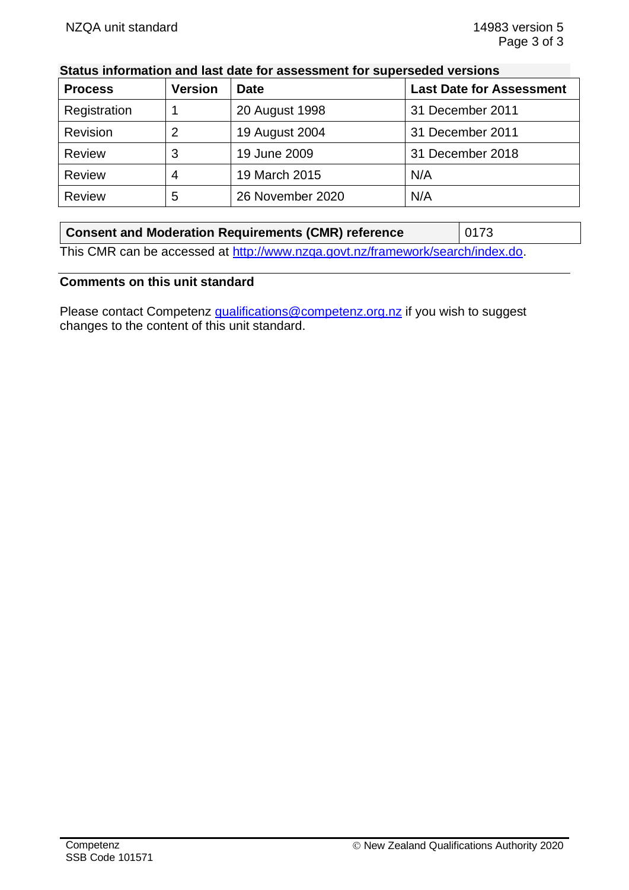**Status information and last date for assessment for superseded versions**

| Process | Version | Date | Last Date for Assessment |
|---|---|---|---|
| Registration | 1 | 20 August 1998 | 31 December 2011 |
| Revision | 2 | 19 August 2004 | 31 December 2011 |
| Review | 3 | 19 June 2009 | 31 December 2018 |
| Review | 4 | 19 March 2015 | N/A |
| Review | 5 | 26 November 2020 | N/A |

| Consent and Moderation Requirements (CMR) reference | 0173 |
|---|---|

This CMR can be accessed at http://www.nzqa.govt.nz/framework/search/index.do.

**Comments on this unit standard**

Please contact Competenz qualifications@competenz.org.nz if you wish to suggest changes to the content of this unit standard.

Competenz
SSB Code 101571

© New Zealand Qualifications Authority 2020